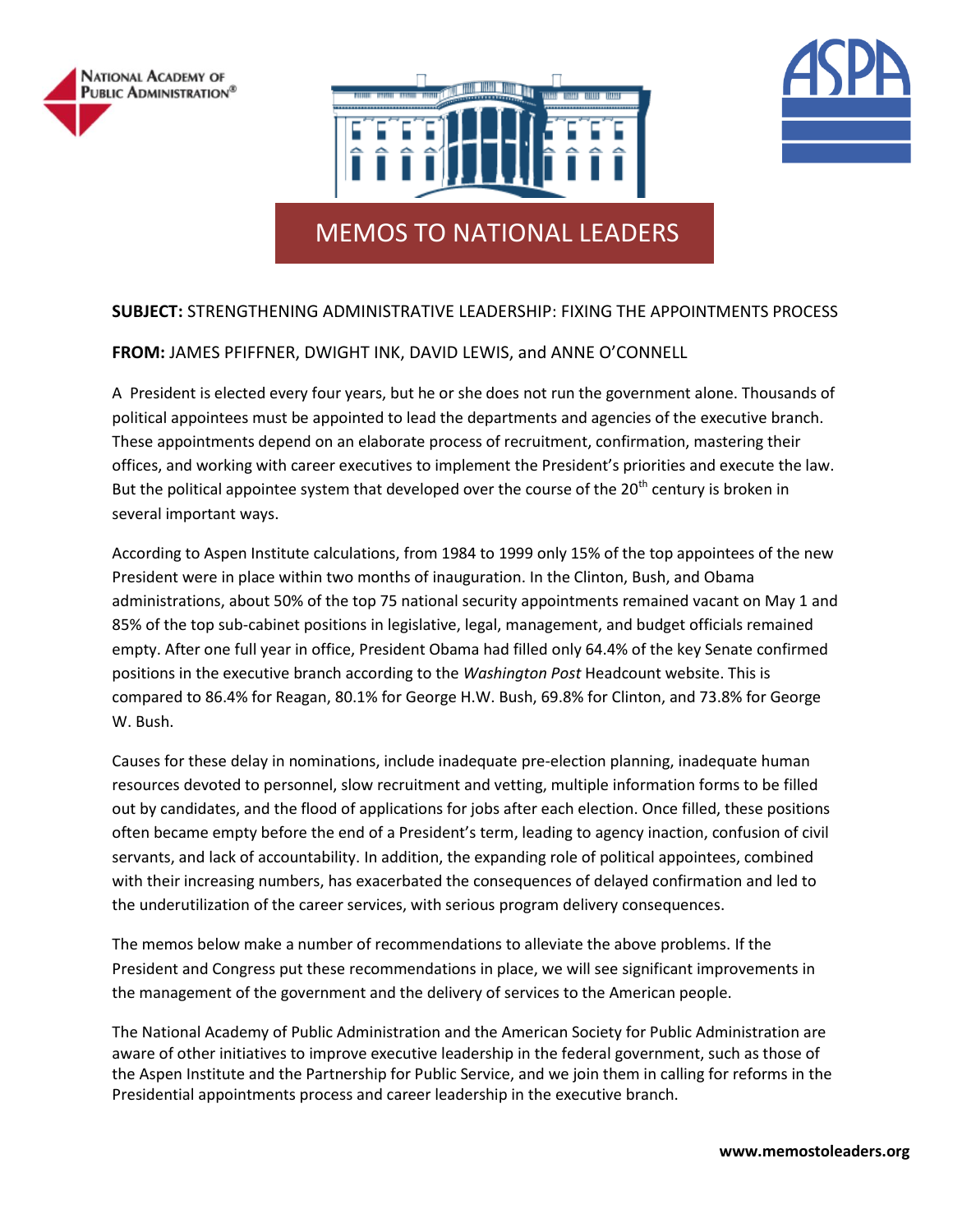NATIONAL ACADEMY OF PUBLIC ADMINISTRATION®

ASPA

# MEMOS TO NATIONAL LEADERS

**SUBJECT:** STRENGTHENING ADMINISTRATIVE LEADERSHIP: FIXING THE APPOINTMENTS PROCESS

**FROM:** JAMES PFIFFNER, DWIGHT INK, DAVID LEWIS, and ANNE O'CONNELL

A President is elected every four years, but he or she does not run the government alone. Thousands of political appointees must be appointed to lead the departments and agencies of the executive branch. These appointments depend on an elaborate process of recruitment, confirmation, mastering their offices, and working with career executives to implement the President's priorities and execute the law. But the political appointee system that developed over the course of the 20th century is broken in several important ways.

According to Aspen Institute calculations, from 1984 to 1999 only 15% of the top appointees of the new President were in place within two months of inauguration. In the Clinton, Bush, and Obama administrations, about 50% of the top 75 national security appointments remained vacant on May 1 and 85% of the top sub-cabinet positions in legislative, legal, management, and budget officials remained empty. After one full year in office, President Obama had filled only 64.4% of the key Senate confirmed positions in the executive branch according to the *Washington Post* Headcount website. This is compared to 86.4% for Reagan, 80.1% for George H.W. Bush, 69.8% for Clinton, and 73.8% for George W. Bush.

Causes for these delay in nominations, include inadequate pre-election planning, inadequate human resources devoted to personnel, slow recruitment and vetting, multiple information forms to be filled out by candidates, and the flood of applications for jobs after each election. Once filled, these positions often became empty before the end of a President's term, leading to agency inaction, confusion of civil servants, and lack of accountability. In addition, the expanding role of political appointees, combined with their increasing numbers, has exacerbated the consequences of delayed confirmation and led to the underutilization of the career services, with serious program delivery consequences.

The memos below make a number of recommendations to alleviate the above problems. If the President and Congress put these recommendations in place, we will see significant improvements in the management of the government and the delivery of services to the American people.

The National Academy of Public Administration and the American Society for Public Administration are aware of other initiatives to improve executive leadership in the federal government, such as those of the Aspen Institute and the Partnership for Public Service, and we join them in calling for reforms in the Presidential appointments process and career leadership in the executive branch.

**www.memostoleaders.org**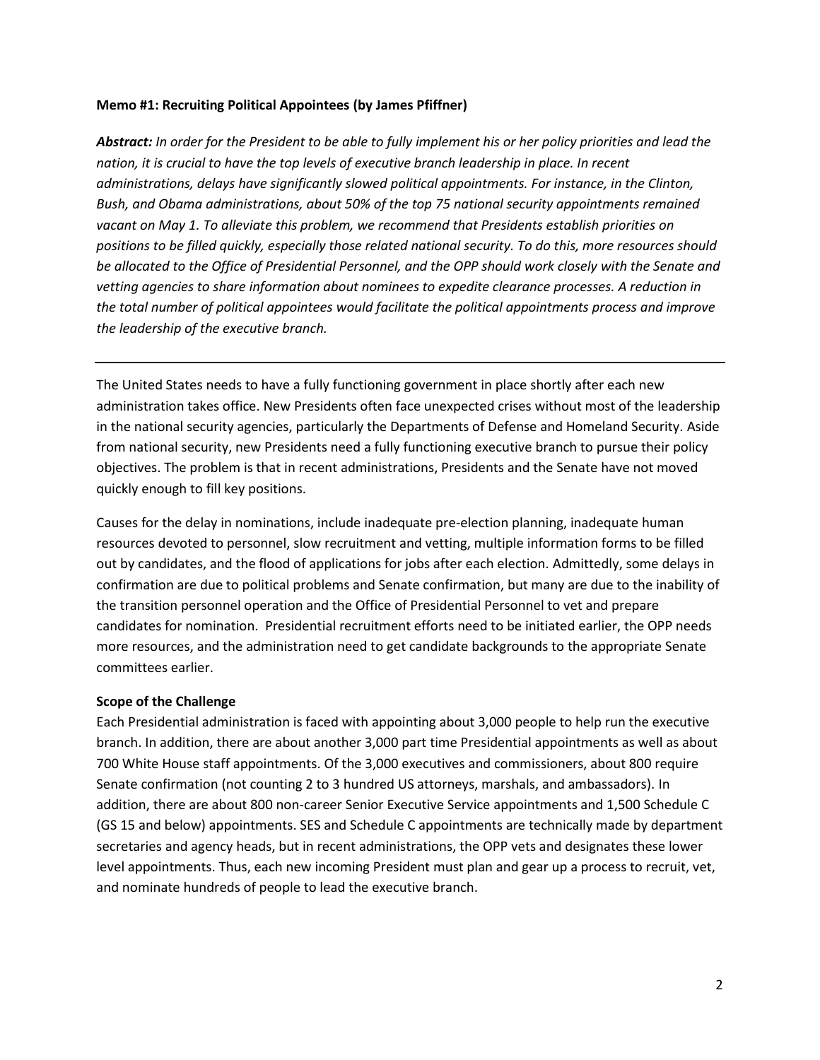**Memo #1: Recruiting Political Appointees (by James Pfiffner)**

***Abstract:*** *In order for the President to be able to fully implement his or her policy priorities and lead the nation, it is crucial to have the top levels of executive branch leadership in place. In recent administrations, delays have significantly slowed political appointments. For instance, in the Clinton, Bush, and Obama administrations, about 50% of the top 75 national security appointments remained vacant on May 1. To alleviate this problem, we recommend that Presidents establish priorities on positions to be filled quickly, especially those related national security. To do this, more resources should be allocated to the Office of Presidential Personnel, and the OPP should work closely with the Senate and vetting agencies to share information about nominees to expedite clearance processes. A reduction in the total number of political appointees would facilitate the political appointments process and improve the leadership of the executive branch.*

---

The United States needs to have a fully functioning government in place shortly after each new administration takes office. New Presidents often face unexpected crises without most of the leadership in the national security agencies, particularly the Departments of Defense and Homeland Security. Aside from national security, new Presidents need a fully functioning executive branch to pursue their policy objectives. The problem is that in recent administrations, Presidents and the Senate have not moved quickly enough to fill key positions.

Causes for the delay in nominations, include inadequate pre-election planning, inadequate human resources devoted to personnel, slow recruitment and vetting, multiple information forms to be filled out by candidates, and the flood of applications for jobs after each election. Admittedly, some delays in confirmation are due to political problems and Senate confirmation, but many are due to the inability of the transition personnel operation and the Office of Presidential Personnel to vet and prepare candidates for nomination. Presidential recruitment efforts need to be initiated earlier, the OPP needs more resources, and the administration need to get candidate backgrounds to the appropriate Senate committees earlier.

**Scope of the Challenge**

Each Presidential administration is faced with appointing about 3,000 people to help run the executive branch. In addition, there are about another 3,000 part time Presidential appointments as well as about 700 White House staff appointments. Of the 3,000 executives and commissioners, about 800 require Senate confirmation (not counting 2 to 3 hundred US attorneys, marshals, and ambassadors). In addition, there are about 800 non-career Senior Executive Service appointments and 1,500 Schedule C (GS 15 and below) appointments. SES and Schedule C appointments are technically made by department secretaries and agency heads, but in recent administrations, the OPP vets and designates these lower level appointments. Thus, each new incoming President must plan and gear up a process to recruit, vet, and nominate hundreds of people to lead the executive branch.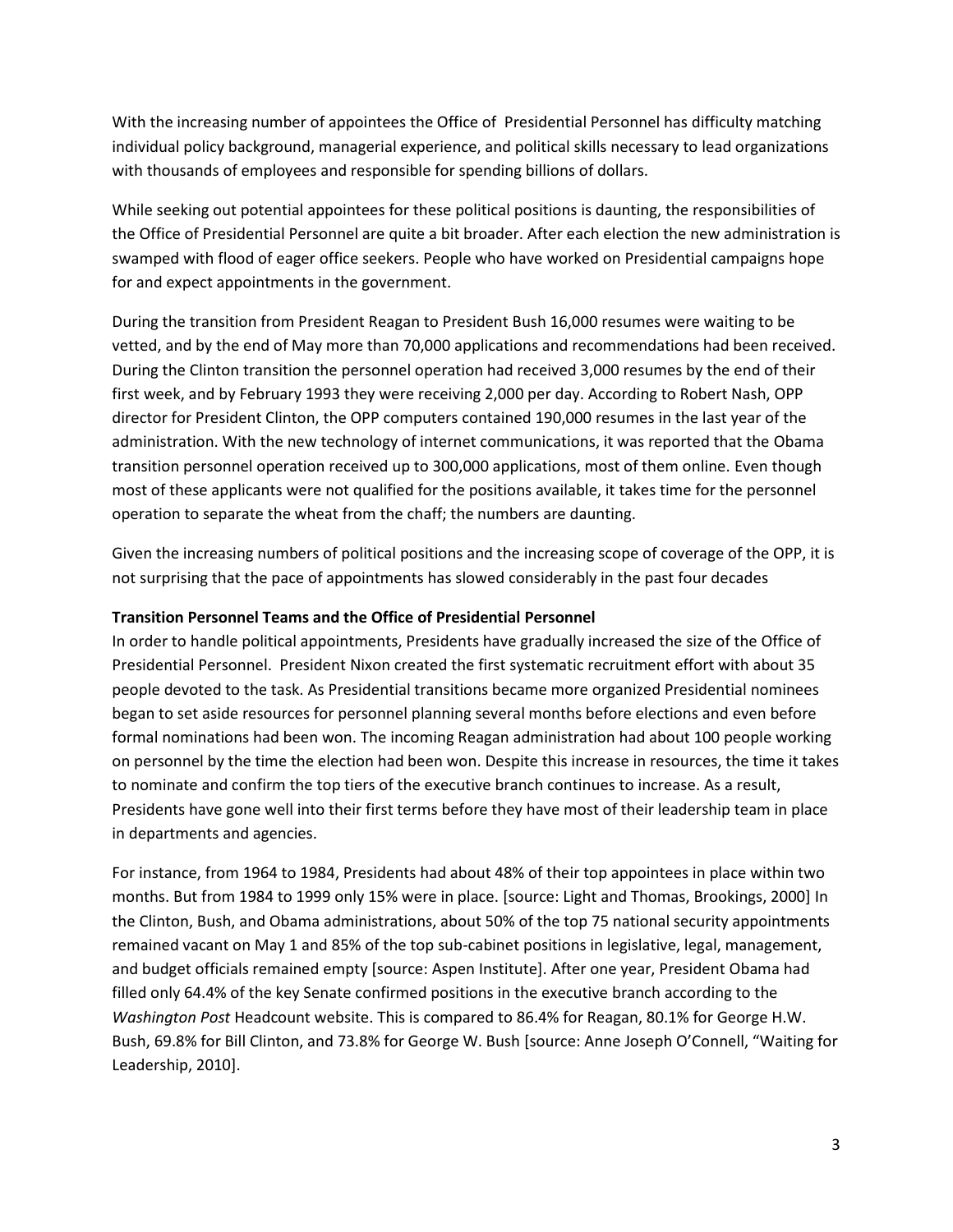With the increasing number of appointees the Office of Presidential Personnel has difficulty matching individual policy background, managerial experience, and political skills necessary to lead organizations with thousands of employees and responsible for spending billions of dollars.

While seeking out potential appointees for these political positions is daunting, the responsibilities of the Office of Presidential Personnel are quite a bit broader. After each election the new administration is swamped with flood of eager office seekers. People who have worked on Presidential campaigns hope for and expect appointments in the government.

During the transition from President Reagan to President Bush 16,000 resumes were waiting to be vetted, and by the end of May more than 70,000 applications and recommendations had been received. During the Clinton transition the personnel operation had received 3,000 resumes by the end of their first week, and by February 1993 they were receiving 2,000 per day. According to Robert Nash, OPP director for President Clinton, the OPP computers contained 190,000 resumes in the last year of the administration. With the new technology of internet communications, it was reported that the Obama transition personnel operation received up to 300,000 applications, most of them online. Even though most of these applicants were not qualified for the positions available, it takes time for the personnel operation to separate the wheat from the chaff; the numbers are daunting.

Given the increasing numbers of political positions and the increasing scope of coverage of the OPP, it is not surprising that the pace of appointments has slowed considerably in the past four decades

**Transition Personnel Teams and the Office of Presidential Personnel**

In order to handle political appointments, Presidents have gradually increased the size of the Office of Presidential Personnel. President Nixon created the first systematic recruitment effort with about 35 people devoted to the task. As Presidential transitions became more organized Presidential nominees began to set aside resources for personnel planning several months before elections and even before formal nominations had been won. The incoming Reagan administration had about 100 people working on personnel by the time the election had been won. Despite this increase in resources, the time it takes to nominate and confirm the top tiers of the executive branch continues to increase. As a result, Presidents have gone well into their first terms before they have most of their leadership team in place in departments and agencies.

For instance, from 1964 to 1984, Presidents had about 48% of their top appointees in place within two months. But from 1984 to 1999 only 15% were in place. [source: Light and Thomas, Brookings, 2000] In the Clinton, Bush, and Obama administrations, about 50% of the top 75 national security appointments remained vacant on May 1 and 85% of the top sub-cabinet positions in legislative, legal, management, and budget officials remained empty [source: Aspen Institute]. After one year, President Obama had filled only 64.4% of the key Senate confirmed positions in the executive branch according to the *Washington Post* Headcount website. This is compared to 86.4% for Reagan, 80.1% for George H.W. Bush, 69.8% for Bill Clinton, and 73.8% for George W. Bush [source: Anne Joseph O'Connell, "Waiting for Leadership, 2010].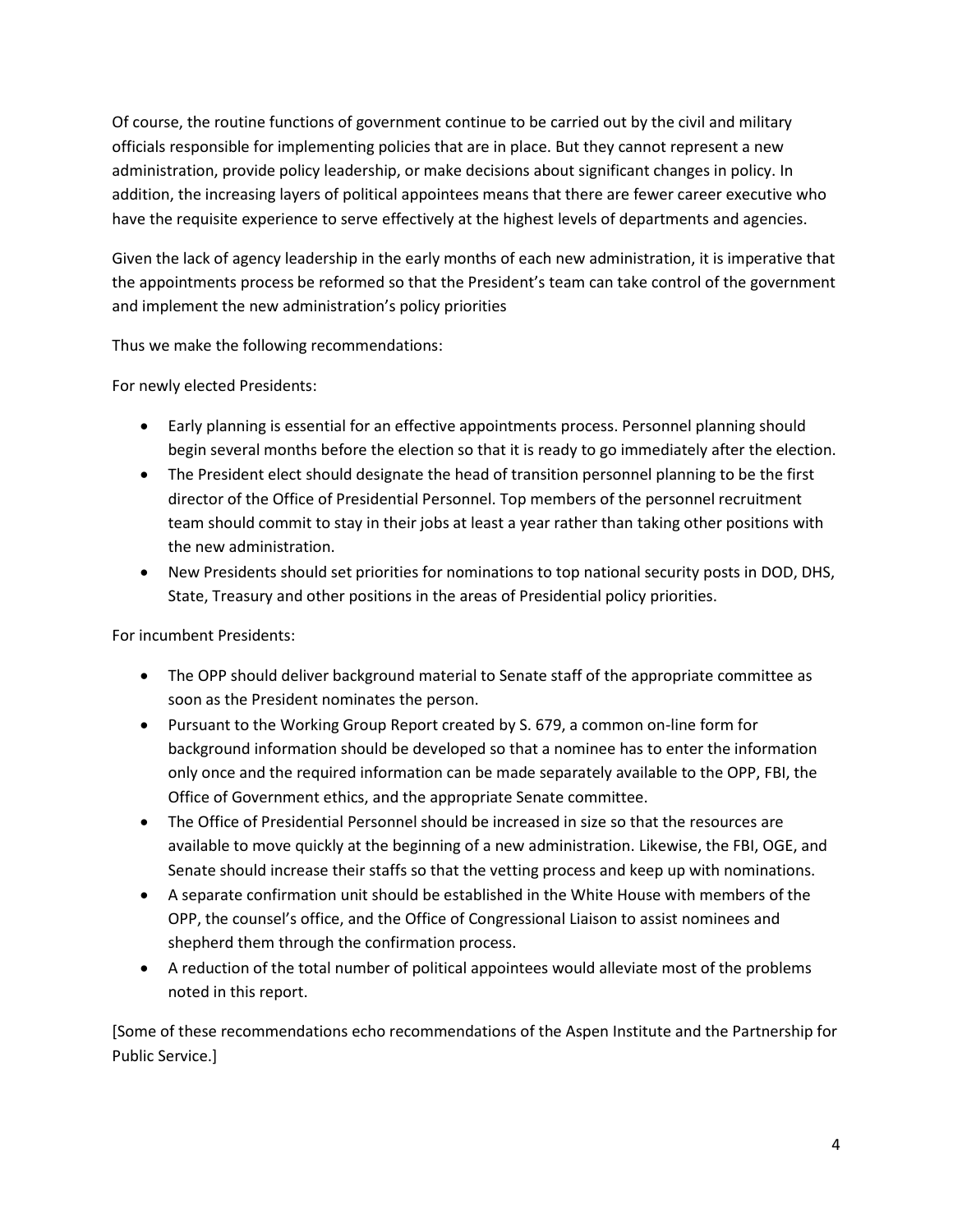Of course, the routine functions of government continue to be carried out by the civil and military officials responsible for implementing policies that are in place. But they cannot represent a new administration, provide policy leadership, or make decisions about significant changes in policy. In addition, the increasing layers of political appointees means that there are fewer career executive who have the requisite experience to serve effectively at the highest levels of departments and agencies.

Given the lack of agency leadership in the early months of each new administration, it is imperative that the appointments process be reformed so that the President's team can take control of the government and implement the new administration's policy priorities

Thus we make the following recommendations:

For newly elected Presidents:

- Early planning is essential for an effective appointments process. Personnel planning should begin several months before the election so that it is ready to go immediately after the election.
- The President elect should designate the head of transition personnel planning to be the first director of the Office of Presidential Personnel. Top members of the personnel recruitment team should commit to stay in their jobs at least a year rather than taking other positions with the new administration.
- New Presidents should set priorities for nominations to top national security posts in DOD, DHS, State, Treasury and other positions in the areas of Presidential policy priorities.

For incumbent Presidents:

- The OPP should deliver background material to Senate staff of the appropriate committee as soon as the President nominates the person.
- Pursuant to the Working Group Report created by S. 679, a common on-line form for background information should be developed so that a nominee has to enter the information only once and the required information can be made separately available to the OPP, FBI, the Office of Government ethics, and the appropriate Senate committee.
- The Office of Presidential Personnel should be increased in size so that the resources are available to move quickly at the beginning of a new administration. Likewise, the FBI, OGE, and Senate should increase their staffs so that the vetting process and keep up with nominations.
- A separate confirmation unit should be established in the White House with members of the OPP, the counsel's office, and the Office of Congressional Liaison to assist nominees and shepherd them through the confirmation process.
- A reduction of the total number of political appointees would alleviate most of the problems noted in this report.

[Some of these recommendations echo recommendations of the Aspen Institute and the Partnership for Public Service.]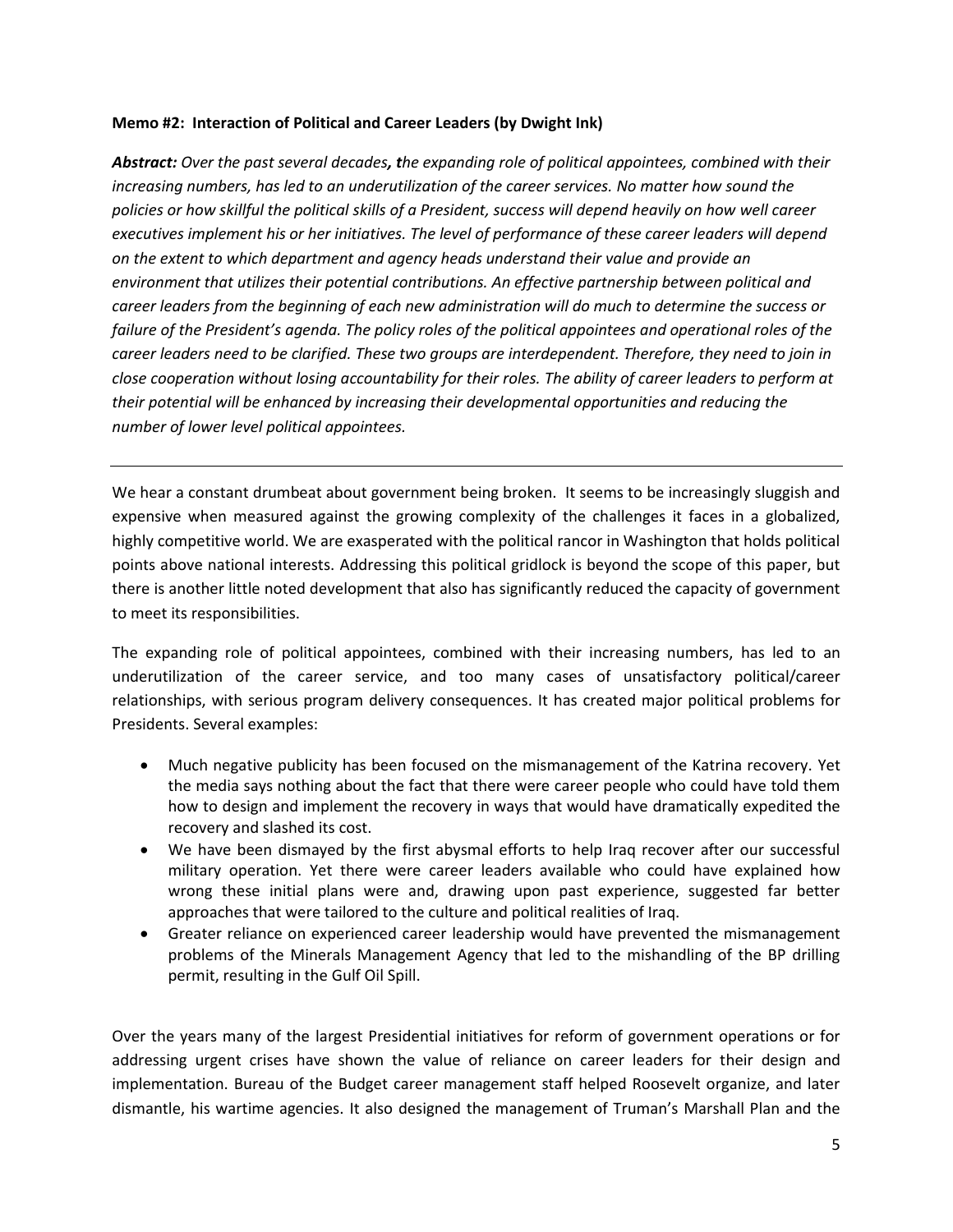**Memo #2: Interaction of Political and Career Leaders (by Dwight Ink)**

***Abstract:*** *Over the past several decades**, t**he expanding role of political appointees, combined with their increasing numbers, has led to an underutilization of the career services. No matter how sound the policies or how skillful the political skills of a President, success will depend heavily on how well career executives implement his or her initiatives. The level of performance of these career leaders will depend on the extent to which department and agency heads understand their value and provide an environment that utilizes their potential contributions. An effective partnership between political and career leaders from the beginning of each new administration will do much to determine the success or failure of the President's agenda. The policy roles of the political appointees and operational roles of the career leaders need to be clarified. These two groups are interdependent. Therefore, they need to join in close cooperation without losing accountability for their roles. The ability of career leaders to perform at their potential will be enhanced by increasing their developmental opportunities and reducing the number of lower level political appointees.*

---

We hear a constant drumbeat about government being broken. It seems to be increasingly sluggish and expensive when measured against the growing complexity of the challenges it faces in a globalized, highly competitive world. We are exasperated with the political rancor in Washington that holds political points above national interests. Addressing this political gridlock is beyond the scope of this paper, but there is another little noted development that also has significantly reduced the capacity of government to meet its responsibilities.

The expanding role of political appointees, combined with their increasing numbers, has led to an underutilization of the career service, and too many cases of unsatisfactory political/career relationships, with serious program delivery consequences. It has created major political problems for Presidents. Several examples:

- Much negative publicity has been focused on the mismanagement of the Katrina recovery. Yet the media says nothing about the fact that there were career people who could have told them how to design and implement the recovery in ways that would have dramatically expedited the recovery and slashed its cost.
- We have been dismayed by the first abysmal efforts to help Iraq recover after our successful military operation. Yet there were career leaders available who could have explained how wrong these initial plans were and, drawing upon past experience, suggested far better approaches that were tailored to the culture and political realities of Iraq.
- Greater reliance on experienced career leadership would have prevented the mismanagement problems of the Minerals Management Agency that led to the mishandling of the BP drilling permit, resulting in the Gulf Oil Spill.

Over the years many of the largest Presidential initiatives for reform of government operations or for addressing urgent crises have shown the value of reliance on career leaders for their design and implementation. Bureau of the Budget career management staff helped Roosevelt organize, and later dismantle, his wartime agencies. It also designed the management of Truman's Marshall Plan and the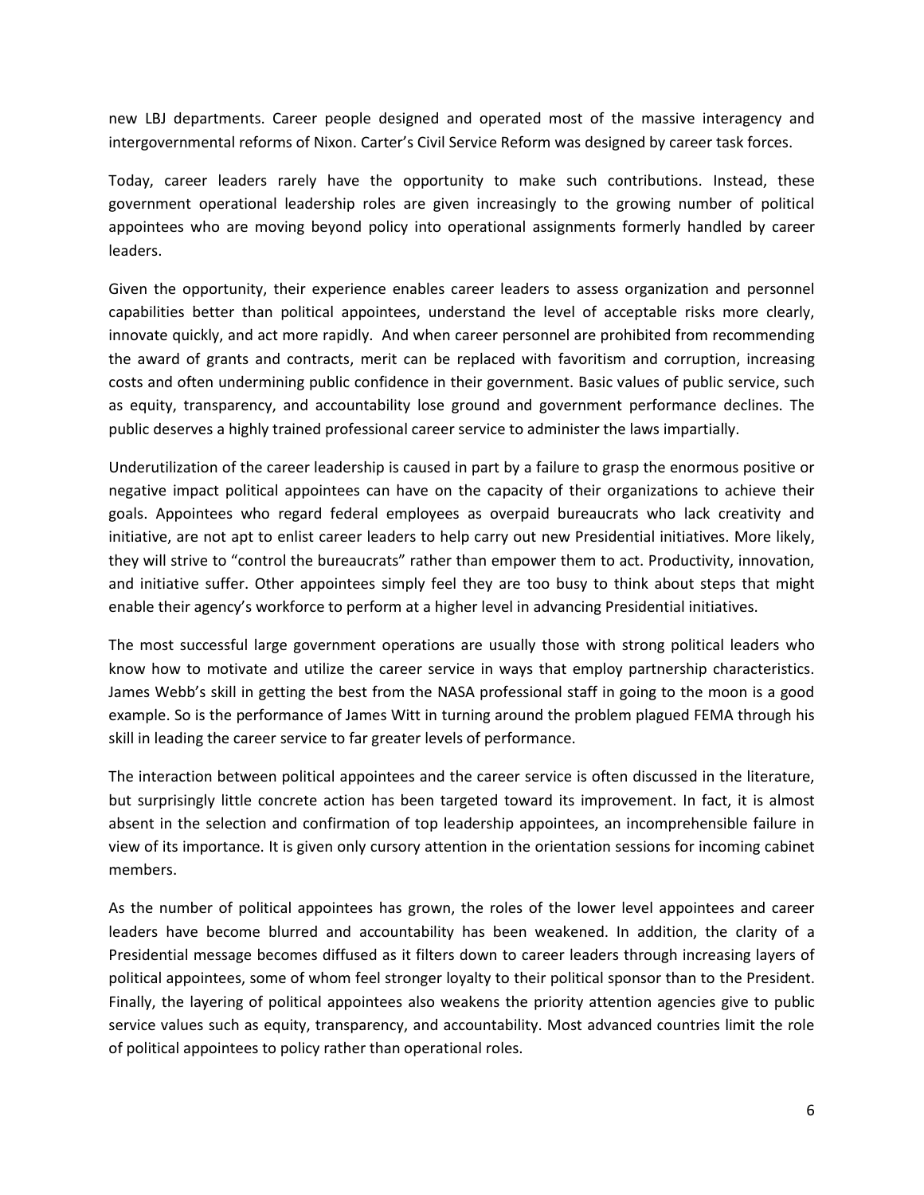new LBJ departments. Career people designed and operated most of the massive interagency and intergovernmental reforms of Nixon. Carter's Civil Service Reform was designed by career task forces.

Today, career leaders rarely have the opportunity to make such contributions. Instead, these government operational leadership roles are given increasingly to the growing number of political appointees who are moving beyond policy into operational assignments formerly handled by career leaders.

Given the opportunity, their experience enables career leaders to assess organization and personnel capabilities better than political appointees, understand the level of acceptable risks more clearly, innovate quickly, and act more rapidly. And when career personnel are prohibited from recommending the award of grants and contracts, merit can be replaced with favoritism and corruption, increasing costs and often undermining public confidence in their government. Basic values of public service, such as equity, transparency, and accountability lose ground and government performance declines. The public deserves a highly trained professional career service to administer the laws impartially.

Underutilization of the career leadership is caused in part by a failure to grasp the enormous positive or negative impact political appointees can have on the capacity of their organizations to achieve their goals. Appointees who regard federal employees as overpaid bureaucrats who lack creativity and initiative, are not apt to enlist career leaders to help carry out new Presidential initiatives. More likely, they will strive to "control the bureaucrats" rather than empower them to act. Productivity, innovation, and initiative suffer. Other appointees simply feel they are too busy to think about steps that might enable their agency's workforce to perform at a higher level in advancing Presidential initiatives.

The most successful large government operations are usually those with strong political leaders who know how to motivate and utilize the career service in ways that employ partnership characteristics. James Webb's skill in getting the best from the NASA professional staff in going to the moon is a good example. So is the performance of James Witt in turning around the problem plagued FEMA through his skill in leading the career service to far greater levels of performance.

The interaction between political appointees and the career service is often discussed in the literature, but surprisingly little concrete action has been targeted toward its improvement. In fact, it is almost absent in the selection and confirmation of top leadership appointees, an incomprehensible failure in view of its importance. It is given only cursory attention in the orientation sessions for incoming cabinet members.

As the number of political appointees has grown, the roles of the lower level appointees and career leaders have become blurred and accountability has been weakened. In addition, the clarity of a Presidential message becomes diffused as it filters down to career leaders through increasing layers of political appointees, some of whom feel stronger loyalty to their political sponsor than to the President. Finally, the layering of political appointees also weakens the priority attention agencies give to public service values such as equity, transparency, and accountability. Most advanced countries limit the role of political appointees to policy rather than operational roles.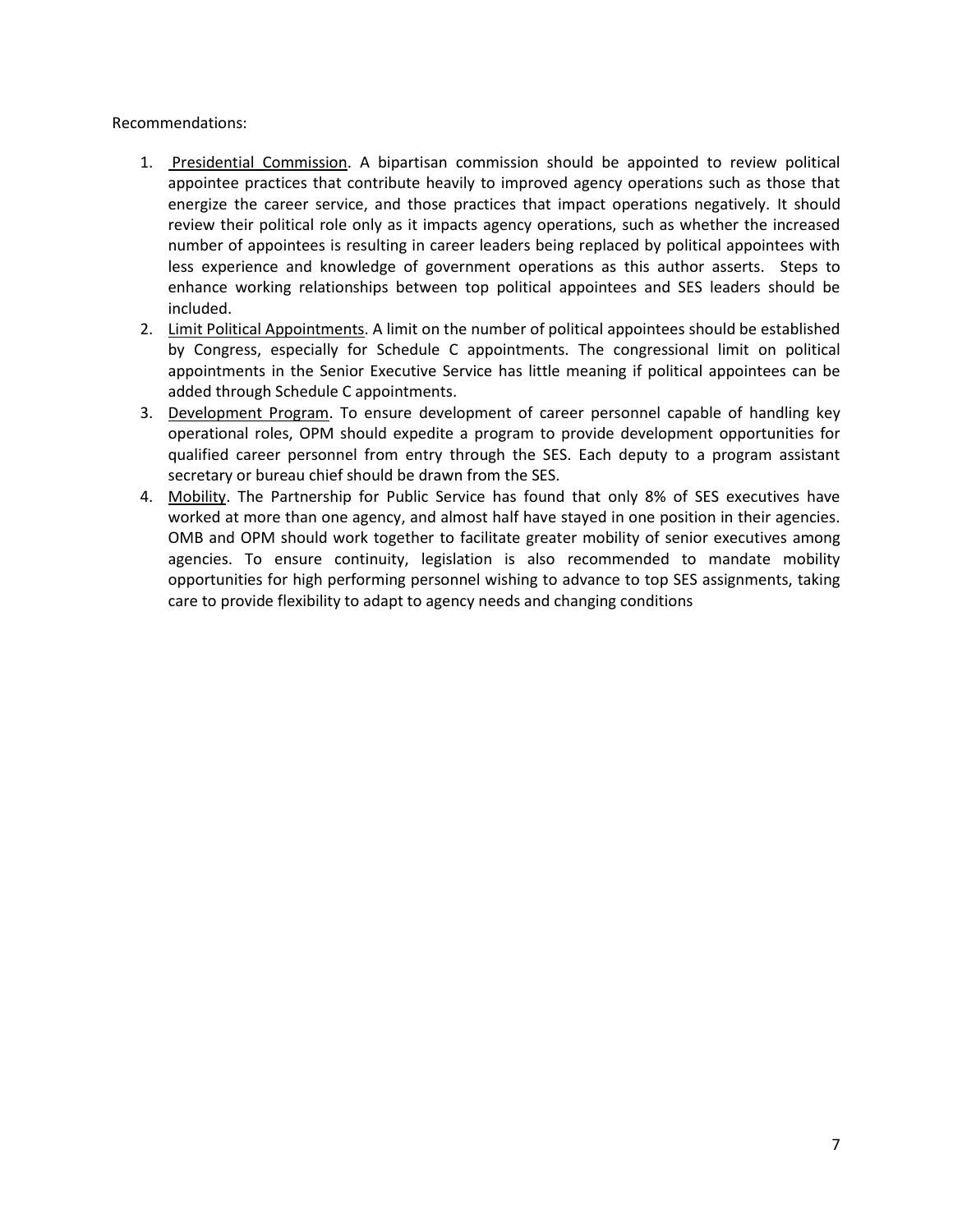Recommendations:

1. Presidential Commission. A bipartisan commission should be appointed to review political appointee practices that contribute heavily to improved agency operations such as those that energize the career service, and those practices that impact operations negatively. It should review their political role only as it impacts agency operations, such as whether the increased number of appointees is resulting in career leaders being replaced by political appointees with less experience and knowledge of government operations as this author asserts. Steps to enhance working relationships between top political appointees and SES leaders should be included.
2. Limit Political Appointments. A limit on the number of political appointees should be established by Congress, especially for Schedule C appointments. The congressional limit on political appointments in the Senior Executive Service has little meaning if political appointees can be added through Schedule C appointments.
3. Development Program. To ensure development of career personnel capable of handling key operational roles, OPM should expedite a program to provide development opportunities for qualified career personnel from entry through the SES. Each deputy to a program assistant secretary or bureau chief should be drawn from the SES.
4. Mobility. The Partnership for Public Service has found that only 8% of SES executives have worked at more than one agency, and almost half have stayed in one position in their agencies. OMB and OPM should work together to facilitate greater mobility of senior executives among agencies. To ensure continuity, legislation is also recommended to mandate mobility opportunities for high performing personnel wishing to advance to top SES assignments, taking care to provide flexibility to adapt to agency needs and changing conditions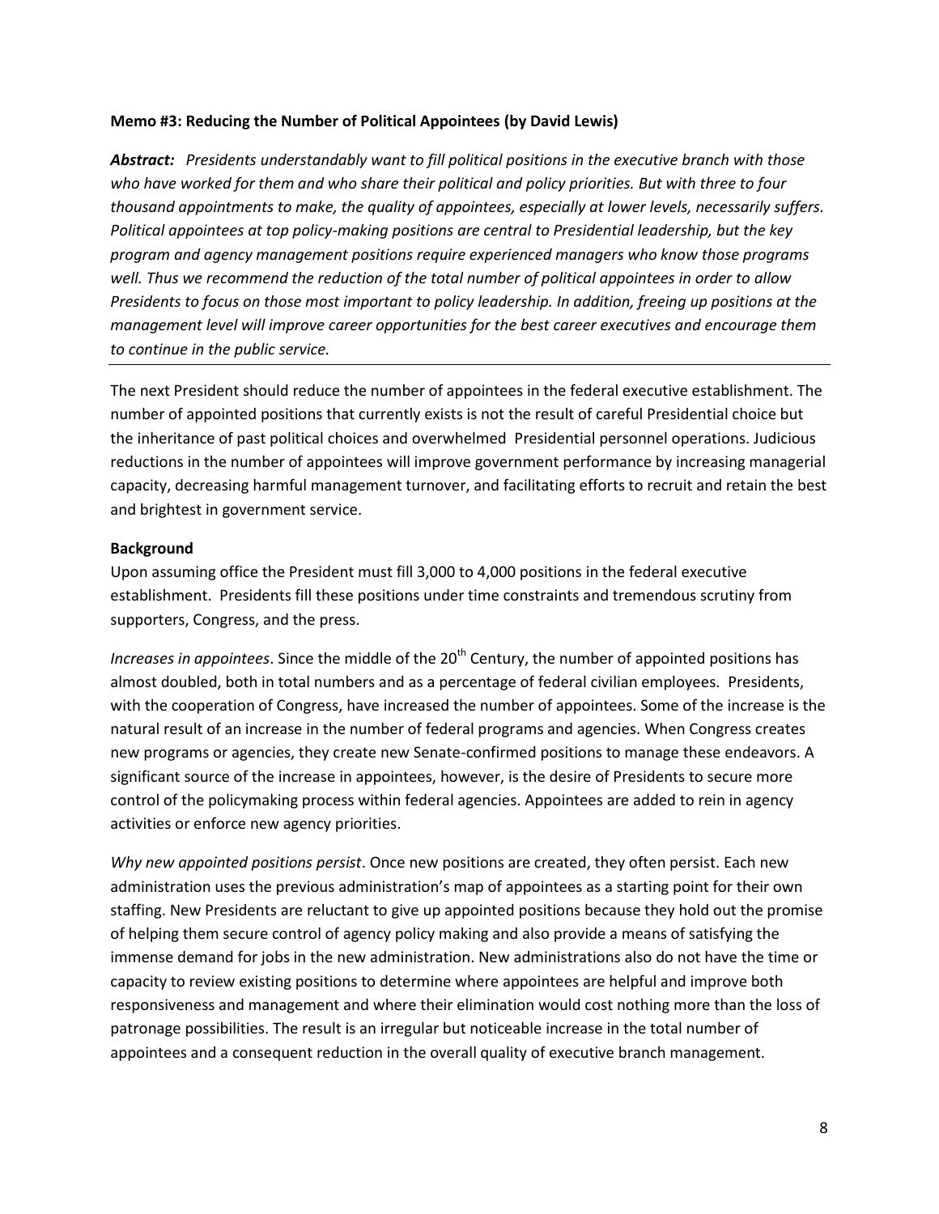**Memo #3: Reducing the Number of Political Appointees (by David Lewis)**

***Abstract:*** *Presidents understandably want to fill political positions in the executive branch with those who have worked for them and who share their political and policy priorities. But with three to four thousand appointments to make, the quality of appointees, especially at lower levels, necessarily suffers. Political appointees at top policy-making positions are central to Presidential leadership, but the key program and agency management positions require experienced managers who know those programs well. Thus we recommend the reduction of the total number of political appointees in order to allow Presidents to focus on those most important to policy leadership. In addition, freeing up positions at the management level will improve career opportunities for the best career executives and encourage them to continue in the public service.*

---

The next President should reduce the number of appointees in the federal executive establishment. The number of appointed positions that currently exists is not the result of careful Presidential choice but the inheritance of past political choices and overwhelmed Presidential personnel operations. Judicious reductions in the number of appointees will improve government performance by increasing managerial capacity, decreasing harmful management turnover, and facilitating efforts to recruit and retain the best and brightest in government service.

**Background**

Upon assuming office the President must fill 3,000 to 4,000 positions in the federal executive establishment. Presidents fill these positions under time constraints and tremendous scrutiny from supporters, Congress, and the press.

*Increases in appointees*. Since the middle of the 20th Century, the number of appointed positions has almost doubled, both in total numbers and as a percentage of federal civilian employees. Presidents, with the cooperation of Congress, have increased the number of appointees. Some of the increase is the natural result of an increase in the number of federal programs and agencies. When Congress creates new programs or agencies, they create new Senate-confirmed positions to manage these endeavors. A significant source of the increase in appointees, however, is the desire of Presidents to secure more control of the policymaking process within federal agencies. Appointees are added to rein in agency activities or enforce new agency priorities.

*Why new appointed positions persist*. Once new positions are created, they often persist. Each new administration uses the previous administration's map of appointees as a starting point for their own staffing. New Presidents are reluctant to give up appointed positions because they hold out the promise of helping them secure control of agency policy making and also provide a means of satisfying the immense demand for jobs in the new administration. New administrations also do not have the time or capacity to review existing positions to determine where appointees are helpful and improve both responsiveness and management and where their elimination would cost nothing more than the loss of patronage possibilities. The result is an irregular but noticeable increase in the total number of appointees and a consequent reduction in the overall quality of executive branch management.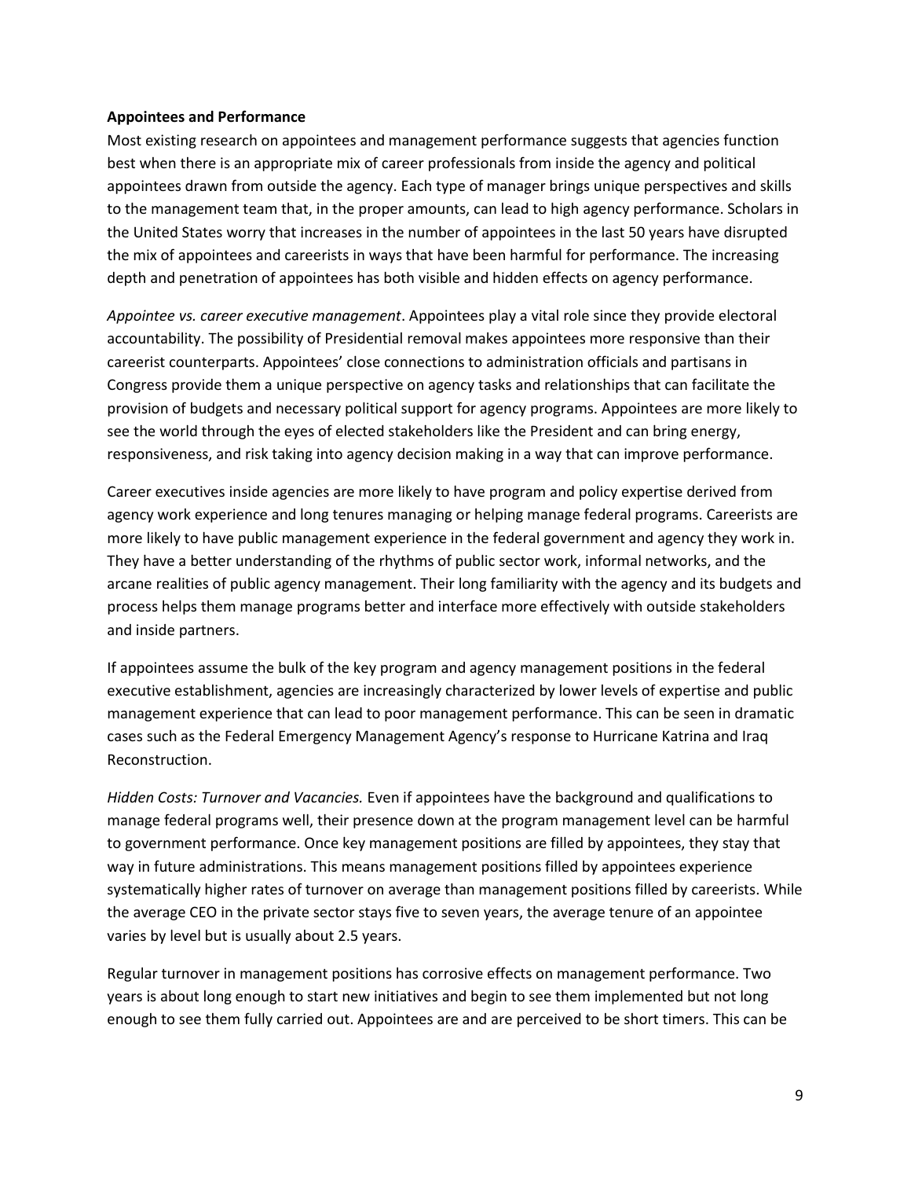**Appointees and Performance**

Most existing research on appointees and management performance suggests that agencies function best when there is an appropriate mix of career professionals from inside the agency and political appointees drawn from outside the agency. Each type of manager brings unique perspectives and skills to the management team that, in the proper amounts, can lead to high agency performance. Scholars in the United States worry that increases in the number of appointees in the last 50 years have disrupted the mix of appointees and careerists in ways that have been harmful for performance. The increasing depth and penetration of appointees has both visible and hidden effects on agency performance.

*Appointee vs. career executive management*. Appointees play a vital role since they provide electoral accountability. The possibility of Presidential removal makes appointees more responsive than their careerist counterparts. Appointees' close connections to administration officials and partisans in Congress provide them a unique perspective on agency tasks and relationships that can facilitate the provision of budgets and necessary political support for agency programs. Appointees are more likely to see the world through the eyes of elected stakeholders like the President and can bring energy, responsiveness, and risk taking into agency decision making in a way that can improve performance.

Career executives inside agencies are more likely to have program and policy expertise derived from agency work experience and long tenures managing or helping manage federal programs. Careerists are more likely to have public management experience in the federal government and agency they work in. They have a better understanding of the rhythms of public sector work, informal networks, and the arcane realities of public agency management. Their long familiarity with the agency and its budgets and process helps them manage programs better and interface more effectively with outside stakeholders and inside partners.

If appointees assume the bulk of the key program and agency management positions in the federal executive establishment, agencies are increasingly characterized by lower levels of expertise and public management experience that can lead to poor management performance. This can be seen in dramatic cases such as the Federal Emergency Management Agency's response to Hurricane Katrina and Iraq Reconstruction.

*Hidden Costs: Turnover and Vacancies.* Even if appointees have the background and qualifications to manage federal programs well, their presence down at the program management level can be harmful to government performance. Once key management positions are filled by appointees, they stay that way in future administrations. This means management positions filled by appointees experience systematically higher rates of turnover on average than management positions filled by careerists. While the average CEO in the private sector stays five to seven years, the average tenure of an appointee varies by level but is usually about 2.5 years.

Regular turnover in management positions has corrosive effects on management performance. Two years is about long enough to start new initiatives and begin to see them implemented but not long enough to see them fully carried out. Appointees are and are perceived to be short timers. This can be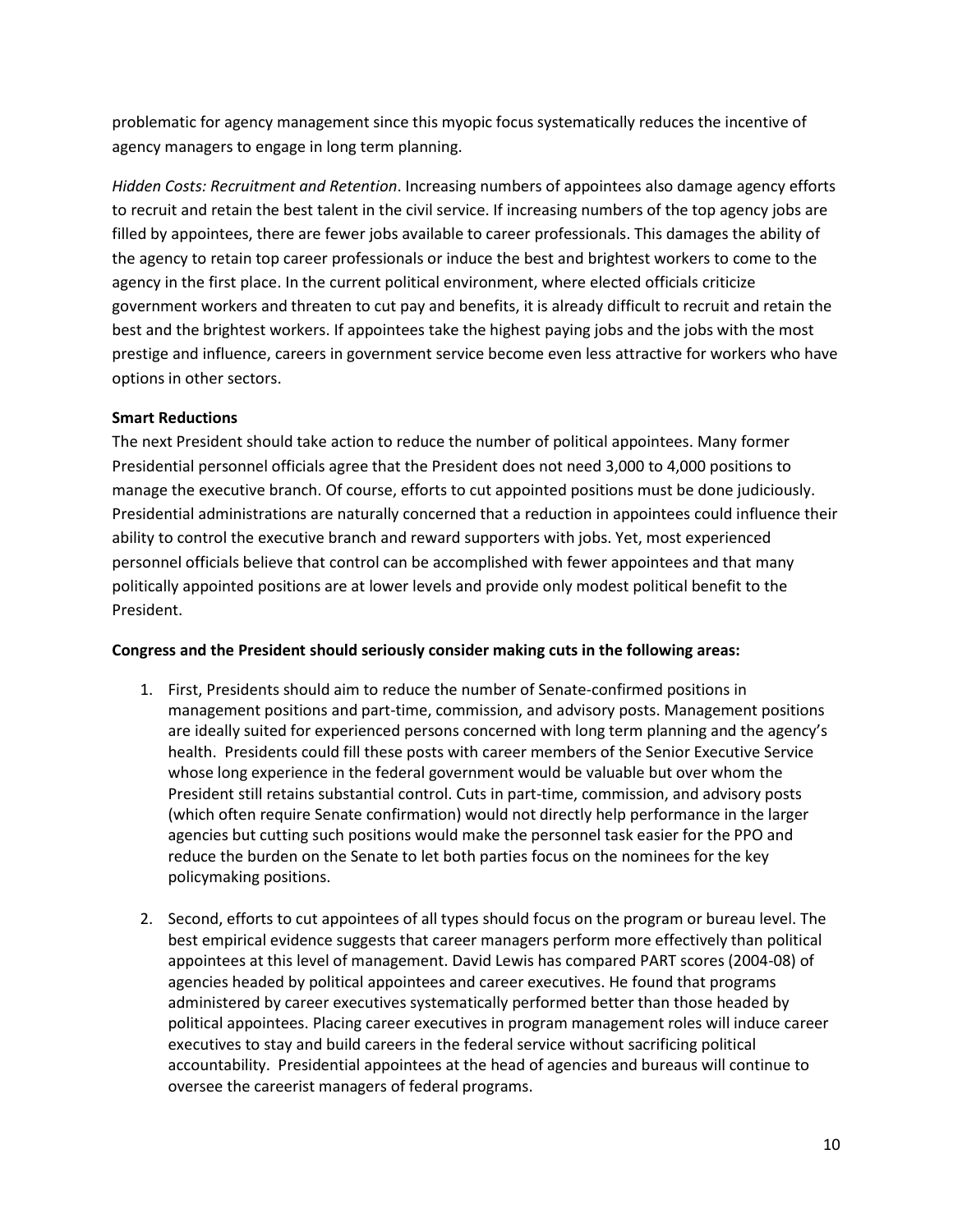problematic for agency management since this myopic focus systematically reduces the incentive of agency managers to engage in long term planning.

*Hidden Costs: Recruitment and Retention*. Increasing numbers of appointees also damage agency efforts to recruit and retain the best talent in the civil service. If increasing numbers of the top agency jobs are filled by appointees, there are fewer jobs available to career professionals. This damages the ability of the agency to retain top career professionals or induce the best and brightest workers to come to the agency in the first place. In the current political environment, where elected officials criticize government workers and threaten to cut pay and benefits, it is already difficult to recruit and retain the best and the brightest workers. If appointees take the highest paying jobs and the jobs with the most prestige and influence, careers in government service become even less attractive for workers who have options in other sectors.

**Smart Reductions**

The next President should take action to reduce the number of political appointees. Many former Presidential personnel officials agree that the President does not need 3,000 to 4,000 positions to manage the executive branch. Of course, efforts to cut appointed positions must be done judiciously. Presidential administrations are naturally concerned that a reduction in appointees could influence their ability to control the executive branch and reward supporters with jobs. Yet, most experienced personnel officials believe that control can be accomplished with fewer appointees and that many politically appointed positions are at lower levels and provide only modest political benefit to the President.

**Congress and the President should seriously consider making cuts in the following areas:**

1. First, Presidents should aim to reduce the number of Senate-confirmed positions in management positions and part-time, commission, and advisory posts. Management positions are ideally suited for experienced persons concerned with long term planning and the agency's health. Presidents could fill these posts with career members of the Senior Executive Service whose long experience in the federal government would be valuable but over whom the President still retains substantial control. Cuts in part-time, commission, and advisory posts (which often require Senate confirmation) would not directly help performance in the larger agencies but cutting such positions would make the personnel task easier for the PPO and reduce the burden on the Senate to let both parties focus on the nominees for the key policymaking positions.

2. Second, efforts to cut appointees of all types should focus on the program or bureau level. The best empirical evidence suggests that career managers perform more effectively than political appointees at this level of management. David Lewis has compared PART scores (2004-08) of agencies headed by political appointees and career executives. He found that programs administered by career executives systematically performed better than those headed by political appointees. Placing career executives in program management roles will induce career executives to stay and build careers in the federal service without sacrificing political accountability. Presidential appointees at the head of agencies and bureaus will continue to oversee the careerist managers of federal programs.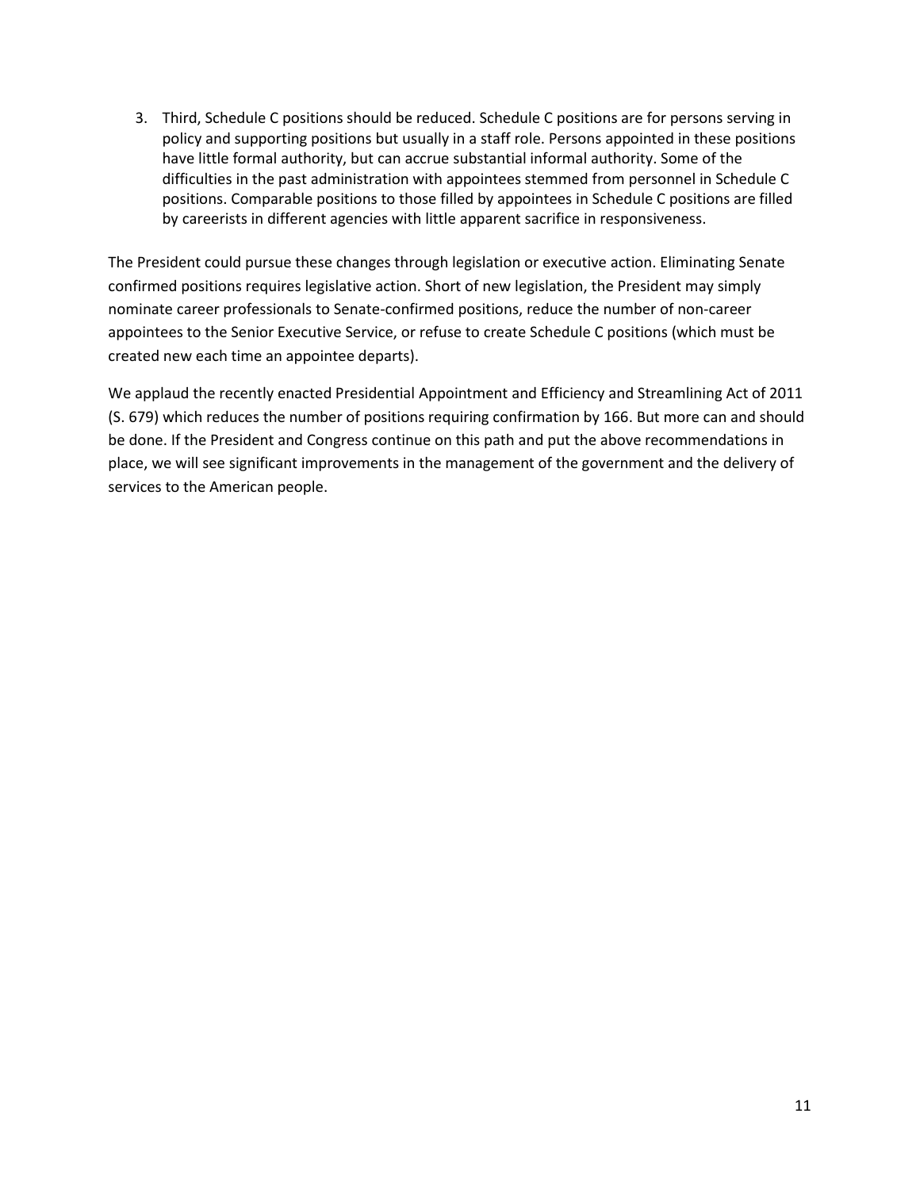3. Third, Schedule C positions should be reduced. Schedule C positions are for persons serving in policy and supporting positions but usually in a staff role. Persons appointed in these positions have little formal authority, but can accrue substantial informal authority. Some of the difficulties in the past administration with appointees stemmed from personnel in Schedule C positions. Comparable positions to those filled by appointees in Schedule C positions are filled by careerists in different agencies with little apparent sacrifice in responsiveness.

The President could pursue these changes through legislation or executive action. Eliminating Senate confirmed positions requires legislative action. Short of new legislation, the President may simply nominate career professionals to Senate-confirmed positions, reduce the number of non-career appointees to the Senior Executive Service, or refuse to create Schedule C positions (which must be created new each time an appointee departs).

We applaud the recently enacted Presidential Appointment and Efficiency and Streamlining Act of 2011 (S. 679) which reduces the number of positions requiring confirmation by 166. But more can and should be done. If the President and Congress continue on this path and put the above recommendations in place, we will see significant improvements in the management of the government and the delivery of services to the American people.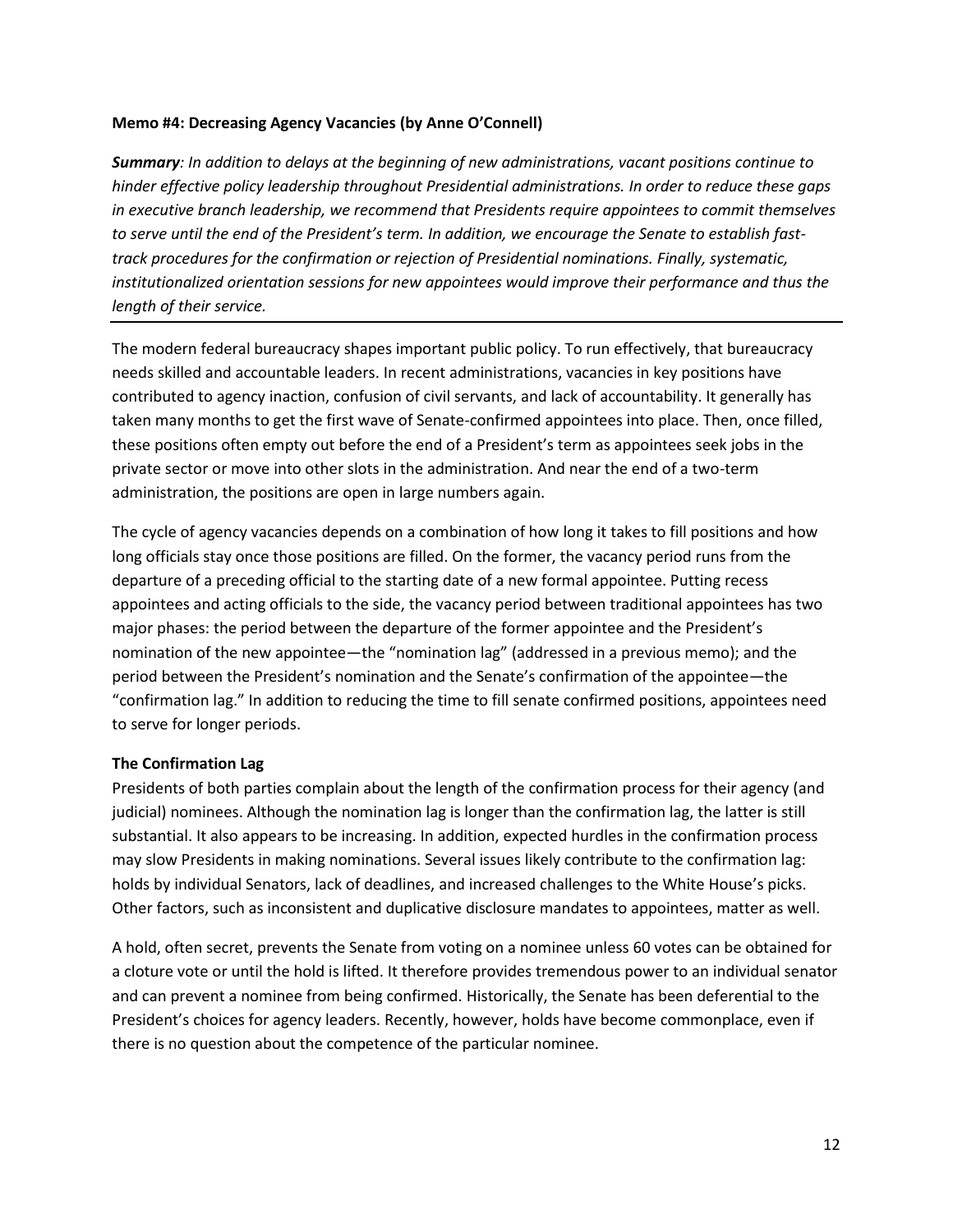**Memo #4: Decreasing Agency Vacancies (by Anne O'Connell)**

***Summary**: In addition to delays at the beginning of new administrations, vacant positions continue to hinder effective policy leadership throughout Presidential administrations. In order to reduce these gaps in executive branch leadership, we recommend that Presidents require appointees to commit themselves to serve until the end of the President's term. In addition, we encourage the Senate to establish fast-track procedures for the confirmation or rejection of Presidential nominations. Finally, systematic, institutionalized orientation sessions for new appointees would improve their performance and thus the length of their service.*

---

The modern federal bureaucracy shapes important public policy. To run effectively, that bureaucracy needs skilled and accountable leaders. In recent administrations, vacancies in key positions have contributed to agency inaction, confusion of civil servants, and lack of accountability. It generally has taken many months to get the first wave of Senate-confirmed appointees into place. Then, once filled, these positions often empty out before the end of a President's term as appointees seek jobs in the private sector or move into other slots in the administration. And near the end of a two-term administration, the positions are open in large numbers again.

The cycle of agency vacancies depends on a combination of how long it takes to fill positions and how long officials stay once those positions are filled. On the former, the vacancy period runs from the departure of a preceding official to the starting date of a new formal appointee. Putting recess appointees and acting officials to the side, the vacancy period between traditional appointees has two major phases: the period between the departure of the former appointee and the President's nomination of the new appointee—the "nomination lag" (addressed in a previous memo); and the period between the President's nomination and the Senate's confirmation of the appointee—the "confirmation lag." In addition to reducing the time to fill senate confirmed positions, appointees need to serve for longer periods.

**The Confirmation Lag**

Presidents of both parties complain about the length of the confirmation process for their agency (and judicial) nominees. Although the nomination lag is longer than the confirmation lag, the latter is still substantial. It also appears to be increasing. In addition, expected hurdles in the confirmation process may slow Presidents in making nominations. Several issues likely contribute to the confirmation lag: holds by individual Senators, lack of deadlines, and increased challenges to the White House's picks. Other factors, such as inconsistent and duplicative disclosure mandates to appointees, matter as well.

A hold, often secret, prevents the Senate from voting on a nominee unless 60 votes can be obtained for a cloture vote or until the hold is lifted. It therefore provides tremendous power to an individual senator and can prevent a nominee from being confirmed. Historically, the Senate has been deferential to the President's choices for agency leaders. Recently, however, holds have become commonplace, even if there is no question about the competence of the particular nominee.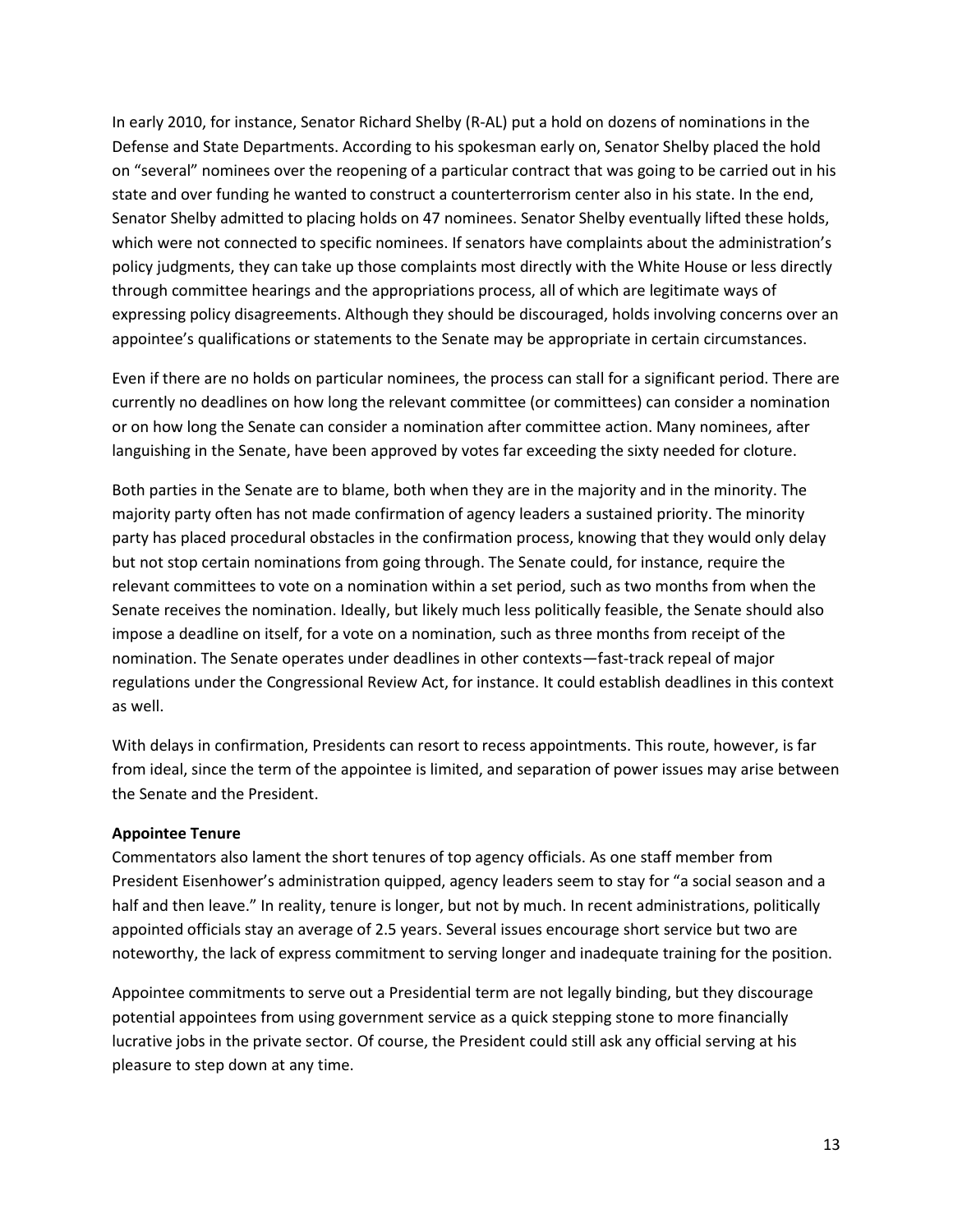In early 2010, for instance, Senator Richard Shelby (R-AL) put a hold on dozens of nominations in the Defense and State Departments. According to his spokesman early on, Senator Shelby placed the hold on "several" nominees over the reopening of a particular contract that was going to be carried out in his state and over funding he wanted to construct a counterterrorism center also in his state. In the end, Senator Shelby admitted to placing holds on 47 nominees. Senator Shelby eventually lifted these holds, which were not connected to specific nominees. If senators have complaints about the administration's policy judgments, they can take up those complaints most directly with the White House or less directly through committee hearings and the appropriations process, all of which are legitimate ways of expressing policy disagreements. Although they should be discouraged, holds involving concerns over an appointee's qualifications or statements to the Senate may be appropriate in certain circumstances.

Even if there are no holds on particular nominees, the process can stall for a significant period. There are currently no deadlines on how long the relevant committee (or committees) can consider a nomination or on how long the Senate can consider a nomination after committee action. Many nominees, after languishing in the Senate, have been approved by votes far exceeding the sixty needed for cloture.

Both parties in the Senate are to blame, both when they are in the majority and in the minority. The majority party often has not made confirmation of agency leaders a sustained priority. The minority party has placed procedural obstacles in the confirmation process, knowing that they would only delay but not stop certain nominations from going through. The Senate could, for instance, require the relevant committees to vote on a nomination within a set period, such as two months from when the Senate receives the nomination. Ideally, but likely much less politically feasible, the Senate should also impose a deadline on itself, for a vote on a nomination, such as three months from receipt of the nomination. The Senate operates under deadlines in other contexts—fast-track repeal of major regulations under the Congressional Review Act, for instance. It could establish deadlines in this context as well.

With delays in confirmation, Presidents can resort to recess appointments. This route, however, is far from ideal, since the term of the appointee is limited, and separation of power issues may arise between the Senate and the President.

**Appointee Tenure**

Commentators also lament the short tenures of top agency officials. As one staff member from President Eisenhower's administration quipped, agency leaders seem to stay for "a social season and a half and then leave." In reality, tenure is longer, but not by much. In recent administrations, politically appointed officials stay an average of 2.5 years. Several issues encourage short service but two are noteworthy, the lack of express commitment to serving longer and inadequate training for the position.

Appointee commitments to serve out a Presidential term are not legally binding, but they discourage potential appointees from using government service as a quick stepping stone to more financially lucrative jobs in the private sector. Of course, the President could still ask any official serving at his pleasure to step down at any time.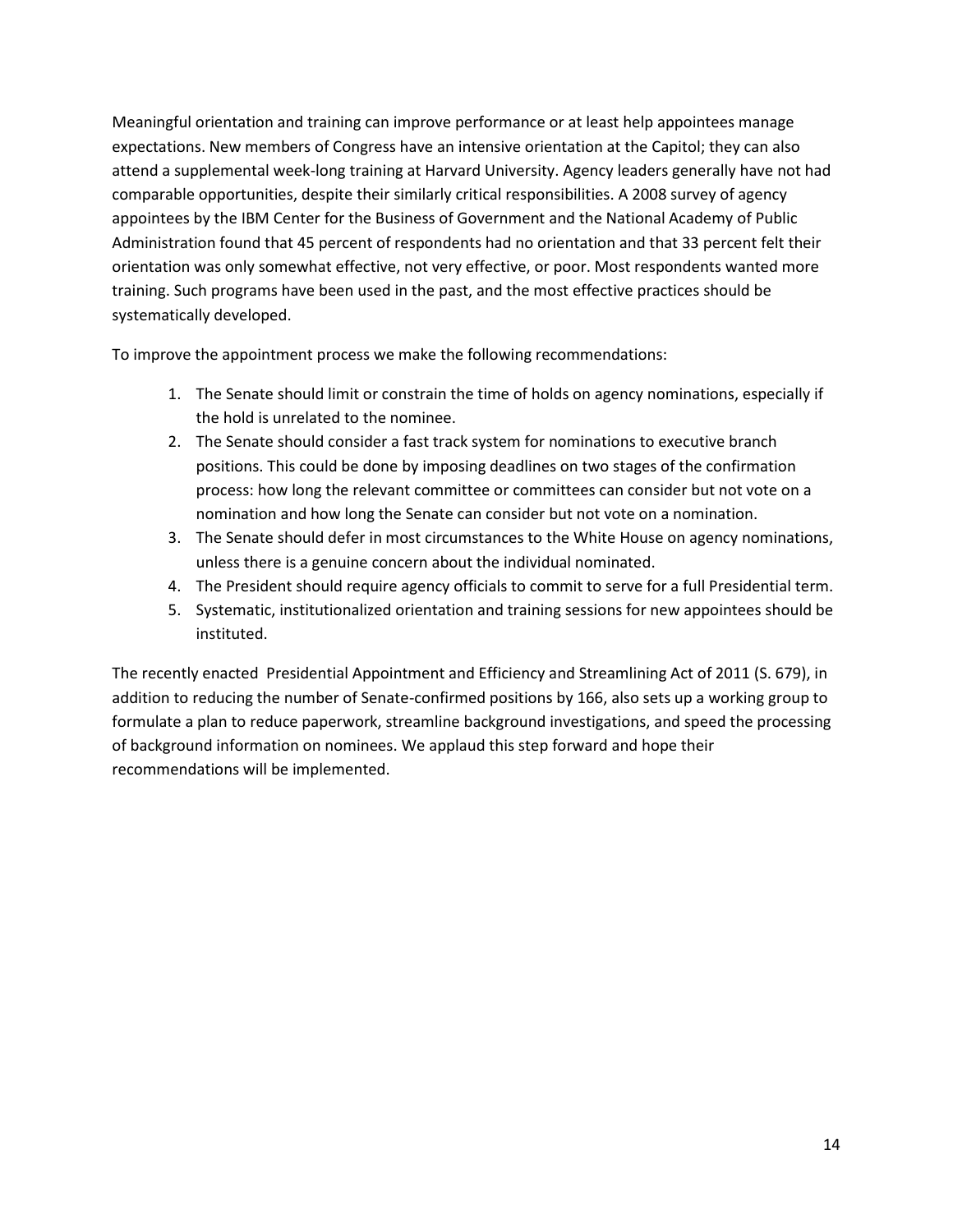Meaningful orientation and training can improve performance or at least help appointees manage expectations. New members of Congress have an intensive orientation at the Capitol; they can also attend a supplemental week-long training at Harvard University. Agency leaders generally have not had comparable opportunities, despite their similarly critical responsibilities. A 2008 survey of agency appointees by the IBM Center for the Business of Government and the National Academy of Public Administration found that 45 percent of respondents had no orientation and that 33 percent felt their orientation was only somewhat effective, not very effective, or poor. Most respondents wanted more training. Such programs have been used in the past, and the most effective practices should be systematically developed.

To improve the appointment process we make the following recommendations:

1. The Senate should limit or constrain the time of holds on agency nominations, especially if the hold is unrelated to the nominee.
2. The Senate should consider a fast track system for nominations to executive branch positions. This could be done by imposing deadlines on two stages of the confirmation process: how long the relevant committee or committees can consider but not vote on a nomination and how long the Senate can consider but not vote on a nomination.
3. The Senate should defer in most circumstances to the White House on agency nominations, unless there is a genuine concern about the individual nominated.
4. The President should require agency officials to commit to serve for a full Presidential term.
5. Systematic, institutionalized orientation and training sessions for new appointees should be instituted.

The recently enacted Presidential Appointment and Efficiency and Streamlining Act of 2011 (S. 679), in addition to reducing the number of Senate-confirmed positions by 166, also sets up a working group to formulate a plan to reduce paperwork, streamline background investigations, and speed the processing of background information on nominees. We applaud this step forward and hope their recommendations will be implemented.